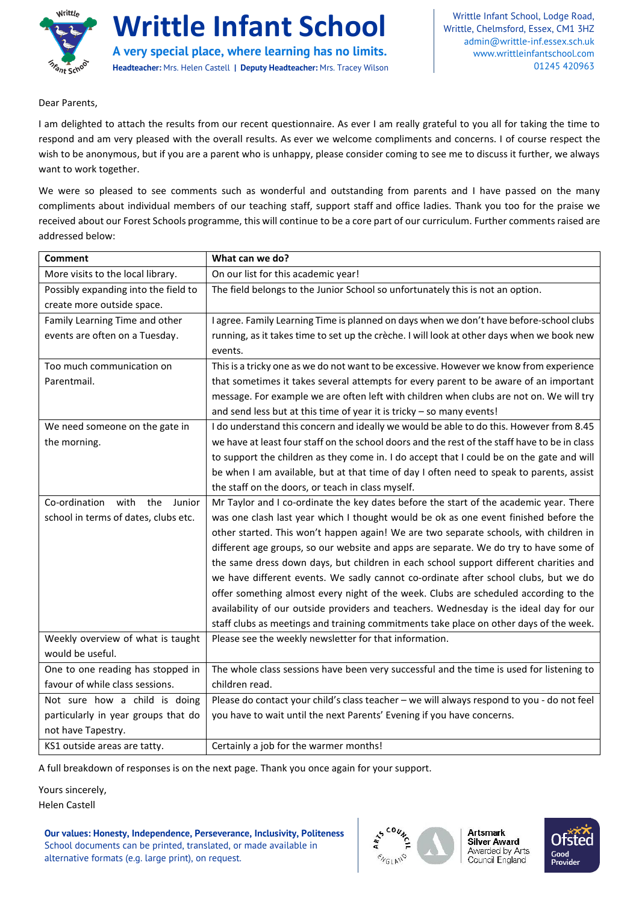# Writtle Infant School

**A very special place, where learning has no limits.**

**Headteacher:** Mrs. Helen Castell | **Deputy Headteacher:** Mrs. Tracey Wilson

Writtle Infant School, Lodge Road,
Writtle, Chelmsford, Essex, CM1 3HZ
admin@writtle-inf.essex.sch.uk
www.writtleinfantschool.com
01245 420963

Dear Parents,

I am delighted to attach the results from our recent questionnaire. As ever I am really grateful to you all for taking the time to respond and am very pleased with the overall results. As ever we welcome compliments and concerns. I of course respect the wish to be anonymous, but if you are a parent who is unhappy, please consider coming to see me to discuss it further, we always want to work together.

We were so pleased to see comments such as wonderful and outstanding from parents and I have passed on the many compliments about individual members of our teaching staff, support staff and office ladies. Thank you too for the praise we received about our Forest Schools programme, this will continue to be a core part of our curriculum. Further comments raised are addressed below:

| Comment | What can we do? |
|---|---|
| More visits to the local library. | On our list for this academic year! |
| Possibly expanding into the field to create more outside space. | The field belongs to the Junior School so unfortunately this is not an option. |
| Family Learning Time and other events are often on a Tuesday. | I agree. Family Learning Time is planned on days when we don't have before-school clubs running, as it takes time to set up the crèche. I will look at other days when we book new events. |
| Too much communication on Parentmail. | This is a tricky one as we do not want to be excessive. However we know from experience that sometimes it takes several attempts for every parent to be aware of an important message. For example we are often left with children when clubs are not on. We will try and send less but at this time of year it is tricky – so many events! |
| We need someone on the gate in the morning. | I do understand this concern and ideally we would be able to do this. However from 8.45 we have at least four staff on the school doors and the rest of the staff have to be in class to support the children as they come in. I do accept that I could be on the gate and will be when I am available, but at that time of day I often need to speak to parents, assist the staff on the doors, or teach in class myself. |
| Co-ordination with the Junior school in terms of dates, clubs etc. | Mr Taylor and I co-ordinate the key dates before the start of the academic year. There was one clash last year which I thought would be ok as one event finished before the other started. This won't happen again! We are two separate schools, with children in different age groups, so our website and apps are separate. We do try to have some of the same dress down days, but children in each school support different charities and we have different events. We sadly cannot co-ordinate after school clubs, but we do offer something almost every night of the week. Clubs are scheduled according to the availability of our outside providers and teachers. Wednesday is the ideal day for our staff clubs as meetings and training commitments take place on other days of the week. |
| Weekly overview of what is taught would be useful. | Please see the weekly newsletter for that information. |
| One to one reading has stopped in favour of while class sessions. | The whole class sessions have been very successful and the time is used for listening to children read. |
| Not sure how a child is doing particularly in year groups that do not have Tapestry. | Please do contact your child's class teacher – we will always respond to you - do not feel you have to wait until the next Parents' Evening if you have concerns. |
| KS1 outside areas are tatty. | Certainly a job for the warmer months! |

A full breakdown of responses is on the next page. Thank you once again for your support.

Yours sincerely,
Helen Castell

**Our values: Honesty, Independence, Perseverance, Inclusivity, Politeness**
School documents can be printed, translated, or made available in alternative formats (e.g. large print), on request.

Artsmark Silver Award — Awarded by Arts Council England

Ofsted Good Provider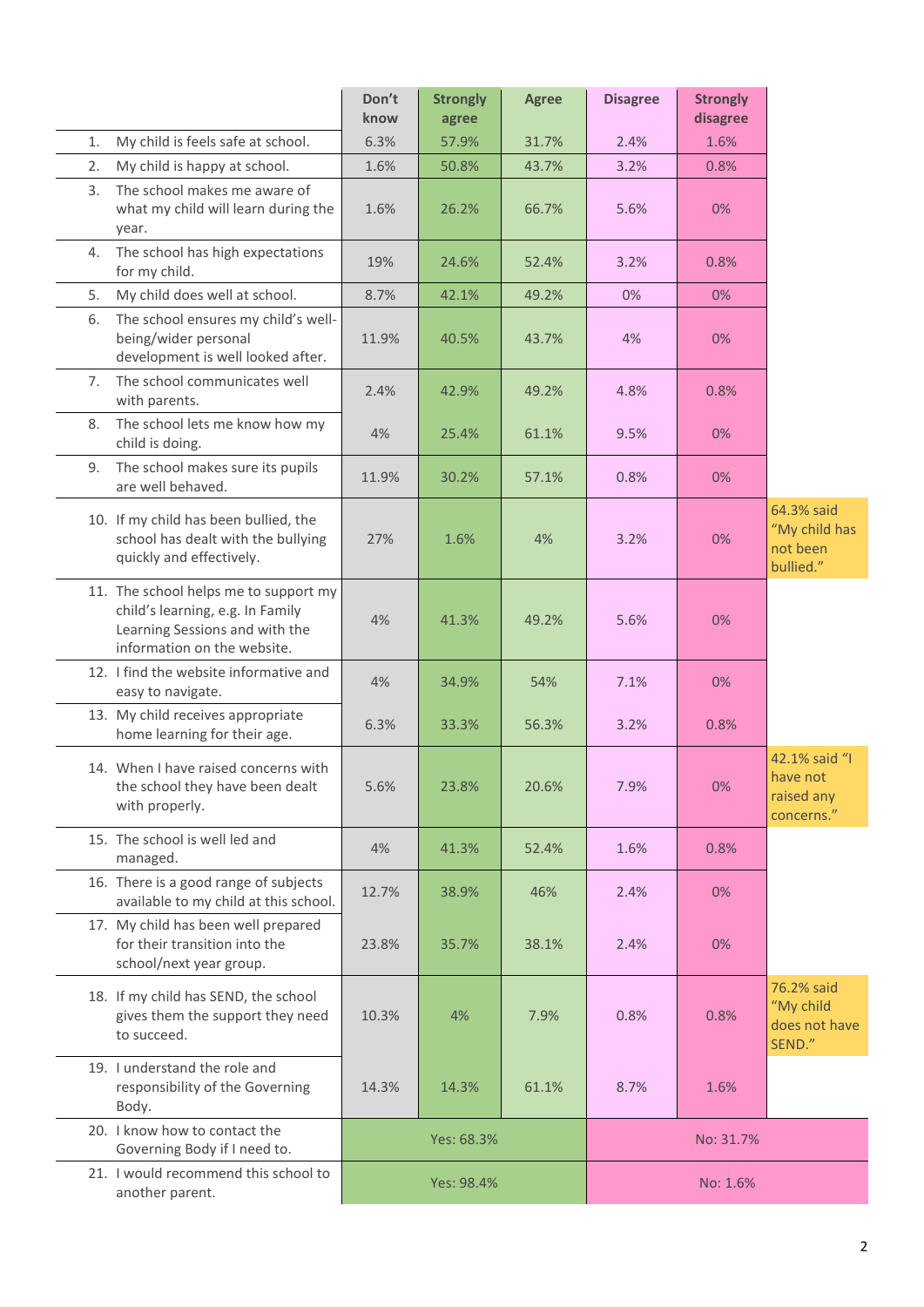| | Don't know | Strongly agree | Agree | Disagree | Strongly disagree | |
|---|---|---|---|---|---|---|
| 1. My child is feels safe at school. | 6.3% | 57.9% | 31.7% | 2.4% | 1.6% | |
| 2. My child is happy at school. | 1.6% | 50.8% | 43.7% | 3.2% | 0.8% | |
| 3. The school makes me aware of what my child will learn during the year. | 1.6% | 26.2% | 66.7% | 5.6% | 0% | |
| 4. The school has high expectations for my child. | 19% | 24.6% | 52.4% | 3.2% | 0.8% | |
| 5. My child does well at school. | 8.7% | 42.1% | 49.2% | 0% | 0% | |
| 6. The school ensures my child's well-being/wider personal development is well looked after. | 11.9% | 40.5% | 43.7% | 4% | 0% | |
| 7. The school communicates well with parents. | 2.4% | 42.9% | 49.2% | 4.8% | 0.8% | |
| 8. The school lets me know how my child is doing. | 4% | 25.4% | 61.1% | 9.5% | 0% | |
| 9. The school makes sure its pupils are well behaved. | 11.9% | 30.2% | 57.1% | 0.8% | 0% | |
| 10. If my child has been bullied, the school has dealt with the bullying quickly and effectively. | 27% | 1.6% | 4% | 3.2% | 0% | 64.3% said "My child has not been bullied." |
| 11. The school helps me to support my child's learning, e.g. In Family Learning Sessions and with the information on the website. | 4% | 41.3% | 49.2% | 5.6% | 0% | |
| 12. I find the website informative and easy to navigate. | 4% | 34.9% | 54% | 7.1% | 0% | |
| 13. My child receives appropriate home learning for their age. | 6.3% | 33.3% | 56.3% | 3.2% | 0.8% | |
| 14. When I have raised concerns with the school they have been dealt with properly. | 5.6% | 23.8% | 20.6% | 7.9% | 0% | 42.1% said "I have not raised any concerns." |
| 15. The school is well led and managed. | 4% | 41.3% | 52.4% | 1.6% | 0.8% | |
| 16. There is a good range of subjects available to my child at this school. | 12.7% | 38.9% | 46% | 2.4% | 0% | |
| 17. My child has been well prepared for their transition into the school/next year group. | 23.8% | 35.7% | 38.1% | 2.4% | 0% | |
| 18. If my child has SEND, the school gives them the support they need to succeed. | 10.3% | 4% | 7.9% | 0.8% | 0.8% | 76.2% said "My child does not have SEND." |
| 19. I understand the role and responsibility of the Governing Body. | 14.3% | 14.3% | 61.1% | 8.7% | 1.6% | |
| 20. I know how to contact the Governing Body if I need to. | Yes: 68.3% | | | No: 31.7% | | |
| 21. I would recommend this school to another parent. | Yes: 98.4% | | | No: 1.6% | | |